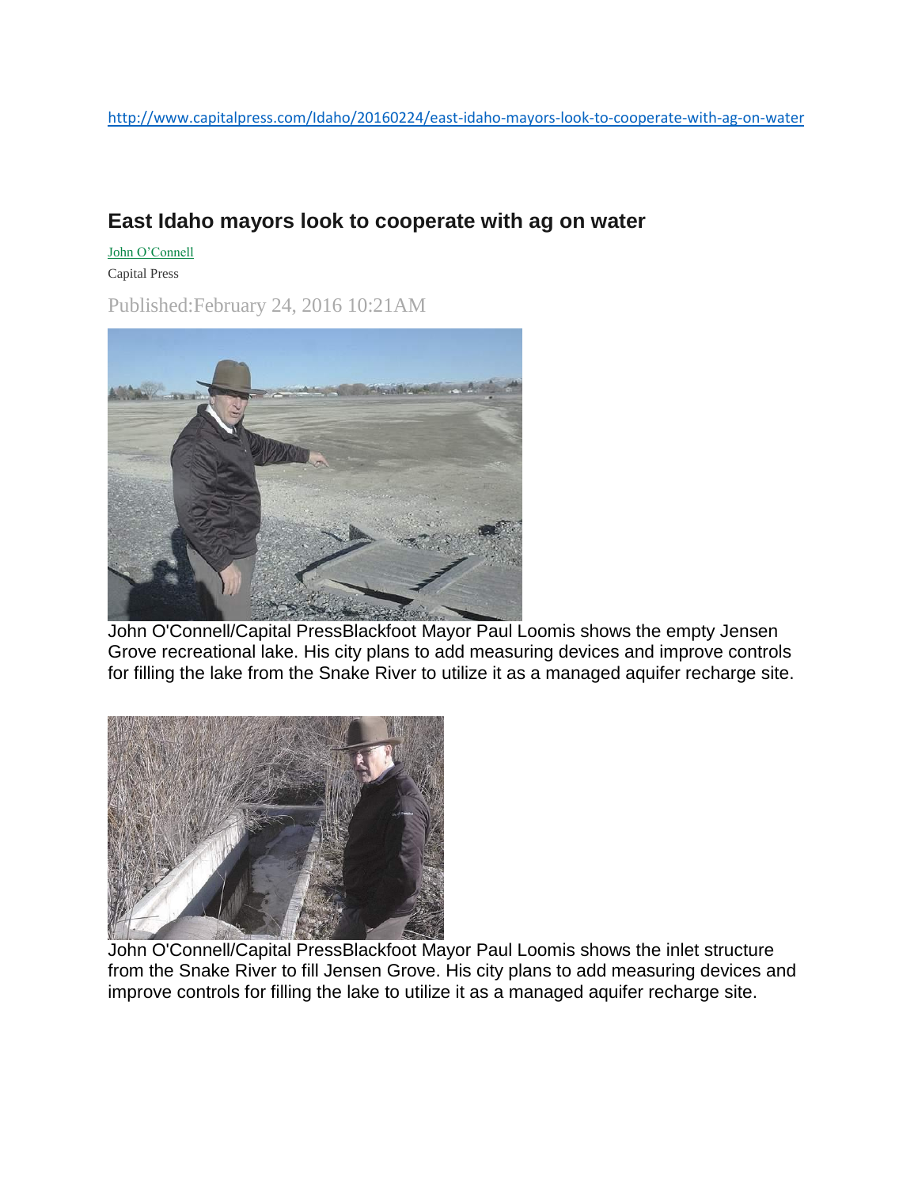http://www.capitalpress.com/Idaho/20160224/east-idaho-mayors-look-to-cooperate-with-ag-on-water

## East Idaho mayors look to cooperate with ag on water

John O'Connell

Capital Press

Published:February 24, 2016 10:21AM

John O'Connell/Capital PressBlackfoot Mayor Paul Loomis shows the empty Jensen Grove recreational lake. His city plans to add measuring devices and improve controls for filling the lake from the Snake River to utilize it as a managed aquifer recharge site.

John O'Connell/Capital PressBlackfoot Mayor Paul Loomis shows the inlet structure from the Snake River to fill Jensen Grove. His city plans to add measuring devices and improve controls for filling the lake to utilize it as a managed aquifer recharge site.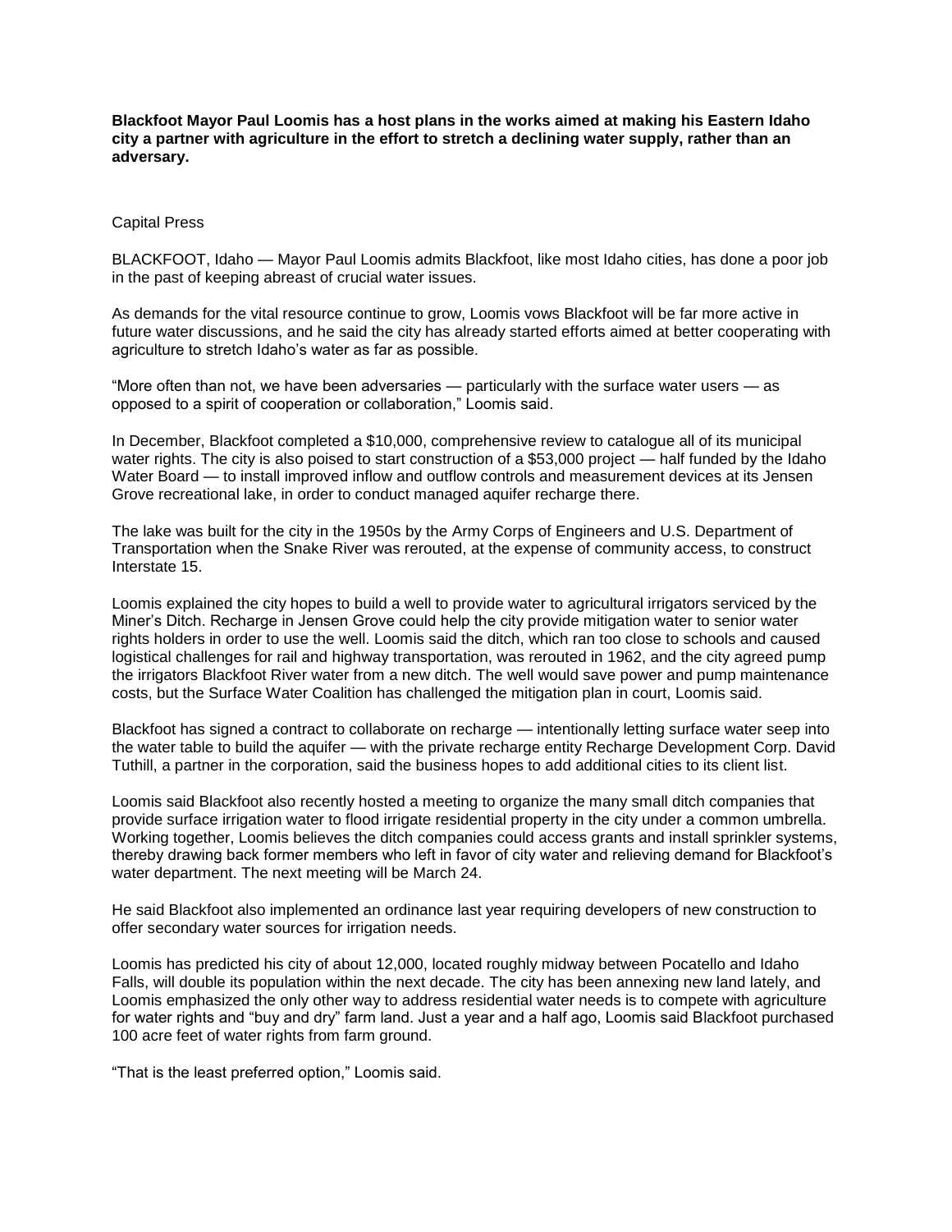**Blackfoot Mayor Paul Loomis has a host plans in the works aimed at making his Eastern Idaho city a partner with agriculture in the effort to stretch a declining water supply, rather than an adversary.**

Capital Press

BLACKFOOT, Idaho — Mayor Paul Loomis admits Blackfoot, like most Idaho cities, has done a poor job in the past of keeping abreast of crucial water issues.

As demands for the vital resource continue to grow, Loomis vows Blackfoot will be far more active in future water discussions, and he said the city has already started efforts aimed at better cooperating with agriculture to stretch Idaho's water as far as possible.

"More often than not, we have been adversaries — particularly with the surface water users — as opposed to a spirit of cooperation or collaboration," Loomis said.

In December, Blackfoot completed a $10,000, comprehensive review to catalogue all of its municipal water rights. The city is also poised to start construction of a $53,000 project — half funded by the Idaho Water Board — to install improved inflow and outflow controls and measurement devices at its Jensen Grove recreational lake, in order to conduct managed aquifer recharge there.

The lake was built for the city in the 1950s by the Army Corps of Engineers and U.S. Department of Transportation when the Snake River was rerouted, at the expense of community access, to construct Interstate 15.

Loomis explained the city hopes to build a well to provide water to agricultural irrigators serviced by the Miner's Ditch. Recharge in Jensen Grove could help the city provide mitigation water to senior water rights holders in order to use the well. Loomis said the ditch, which ran too close to schools and caused logistical challenges for rail and highway transportation, was rerouted in 1962, and the city agreed pump the irrigators Blackfoot River water from a new ditch. The well would save power and pump maintenance costs, but the Surface Water Coalition has challenged the mitigation plan in court, Loomis said.

Blackfoot has signed a contract to collaborate on recharge — intentionally letting surface water seep into the water table to build the aquifer — with the private recharge entity Recharge Development Corp. David Tuthill, a partner in the corporation, said the business hopes to add additional cities to its client list.

Loomis said Blackfoot also recently hosted a meeting to organize the many small ditch companies that provide surface irrigation water to flood irrigate residential property in the city under a common umbrella. Working together, Loomis believes the ditch companies could access grants and install sprinkler systems, thereby drawing back former members who left in favor of city water and relieving demand for Blackfoot's water department. The next meeting will be March 24.

He said Blackfoot also implemented an ordinance last year requiring developers of new construction to offer secondary water sources for irrigation needs.

Loomis has predicted his city of about 12,000, located roughly midway between Pocatello and Idaho Falls, will double its population within the next decade. The city has been annexing new land lately, and Loomis emphasized the only other way to address residential water needs is to compete with agriculture for water rights and "buy and dry" farm land. Just a year and a half ago, Loomis said Blackfoot purchased 100 acre feet of water rights from farm ground.

"That is the least preferred option," Loomis said.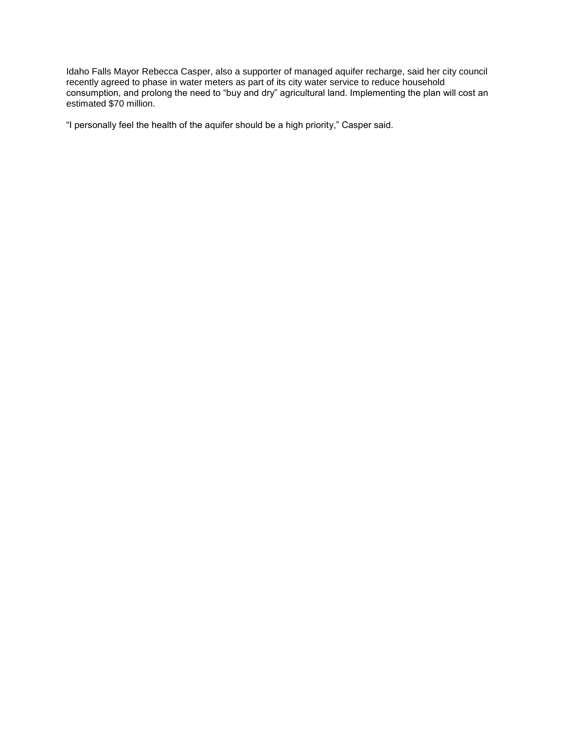Idaho Falls Mayor Rebecca Casper, also a supporter of managed aquifer recharge, said her city council recently agreed to phase in water meters as part of its city water service to reduce household consumption, and prolong the need to "buy and dry" agricultural land. Implementing the plan will cost an estimated $70 million.

"I personally feel the health of the aquifer should be a high priority," Casper said.